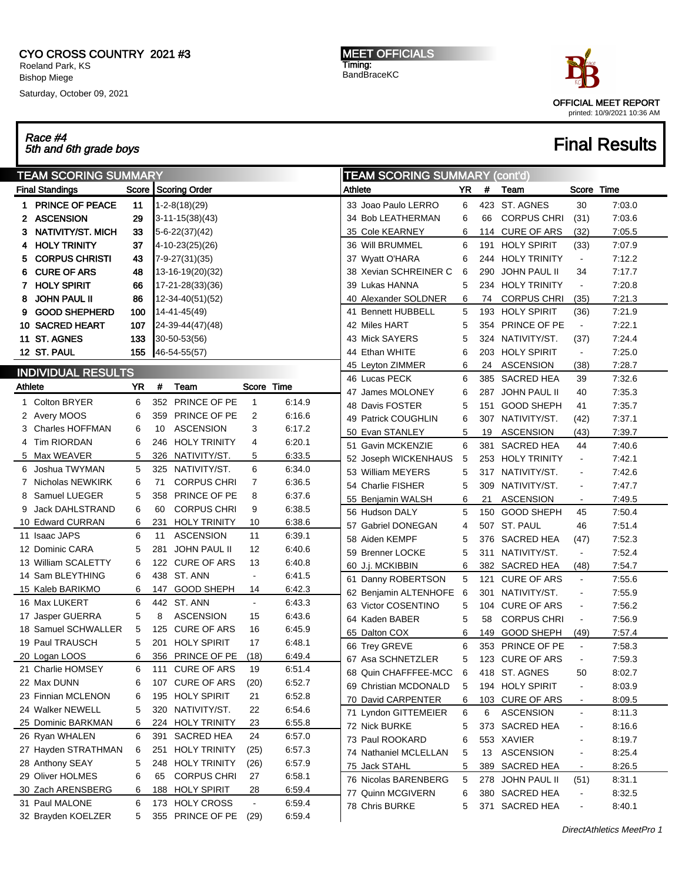# CYO CROSS COUNTRY 2021 #3

Roeland Park, KS
Bishop Miege
Saturday, October 09, 2021

**MEET OFFICIALS**
Timing:
BandBraceKC

OFFICIAL MEET REPORT
printed: 10/9/2021 10:36 AM

*Race #4*
*5th and 6th grade boys*

## Final Results

### TEAM SCORING SUMMARY

| Final Standings | Score | Scoring Order |
|---|---|---|
| 1 PRINCE OF PEACE | 11 | 1-2-8(18)(29) |
| 2 ASCENSION | 29 | 3-11-15(38)(43) |
| 3 NATIVITY/ST. MICH | 33 | 5-6-22(37)(42) |
| 4 HOLY TRINITY | 37 | 4-10-23(25)(26) |
| 5 CORPUS CHRISTI | 43 | 7-9-27(31)(35) |
| 6 CURE OF ARS | 48 | 13-16-19(20)(32) |
| 7 HOLY SPIRIT | 66 | 17-21-28(33)(36) |
| 8 JOHN PAUL II | 86 | 12-34-40(51)(52) |
| 9 GOOD SHEPHERD | 100 | 14-41-45(49) |
| 10 SACRED HEART | 107 | 24-39-44(47)(48) |
| 11 ST. AGNES | 133 | 30-50-53(56) |
| 12 ST. PAUL | 155 | 46-54-55(57) |

### INDIVIDUAL RESULTS

| Athlete | YR | # | Team | Score | Time |
|---|---|---|---|---|---|
| 1 Colton BRYER | 6 | 352 | PRINCE OF PE | 1 | 6:14.9 |
| 2 Avery MOOS | 6 | 359 | PRINCE OF PE | 2 | 6:16.6 |
| 3 Charles HOFFMAN | 6 | 10 | ASCENSION | 3 | 6:17.2 |
| 4 Tim RIORDAN | 6 | 246 | HOLY TRINITY | 4 | 6:20.1 |
| 5 Max WEAVER | 5 | 326 | NATIVITY/ST. | 5 | 6:33.5 |
| 6 Joshua TWYMAN | 5 | 325 | NATIVITY/ST. | 6 | 6:34.0 |
| 7 Nicholas NEWKIRK | 6 | 71 | CORPUS CHRI | 7 | 6:36.5 |
| 8 Samuel LUEGER | 5 | 358 | PRINCE OF PE | 8 | 6:37.6 |
| 9 Jack DAHLSTRAND | 6 | 60 | CORPUS CHRI | 9 | 6:38.5 |
| 10 Edward CURRAN | 6 | 231 | HOLY TRINITY | 10 | 6:38.6 |
| 11 Isaac JAPS | 6 | 11 | ASCENSION | 11 | 6:39.1 |
| 12 Dominic CARA | 5 | 281 | JOHN PAUL II | 12 | 6:40.6 |
| 13 William SCALETTY | 6 | 122 | CURE OF ARS | 13 | 6:40.8 |
| 14 Sam BLEYTHING | 6 | 438 | ST. ANN | - | 6:41.5 |
| 15 Kaleb BARIKMO | 6 | 147 | GOOD SHEPH | 14 | 6:42.3 |
| 16 Max LUKERT | 6 | 442 | ST. ANN | - | 6:43.3 |
| 17 Jasper GUERRA | 5 | 8 | ASCENSION | 15 | 6:43.6 |
| 18 Samuel SCHWALLER | 5 | 125 | CURE OF ARS | 16 | 6:45.9 |
| 19 Paul TRAUSCH | 5 | 201 | HOLY SPIRIT | 17 | 6:48.1 |
| 20 Logan LOOS | 6 | 356 | PRINCE OF PE | (18) | 6:49.4 |
| 21 Charlie HOMSEY | 6 | 111 | CURE OF ARS | 19 | 6:51.4 |
| 22 Max DUNN | 6 | 107 | CURE OF ARS | (20) | 6:52.7 |
| 23 Finnian MCLENON | 6 | 195 | HOLY SPIRIT | 21 | 6:52.8 |
| 24 Walker NEWELL | 5 | 320 | NATIVITY/ST. | 22 | 6:54.6 |
| 25 Dominic BARKMAN | 6 | 224 | HOLY TRINITY | 23 | 6:55.8 |
| 26 Ryan WHALEN | 6 | 391 | SACRED HEA | 24 | 6:57.0 |
| 27 Hayden STRATHMAN | 6 | 251 | HOLY TRINITY | (25) | 6:57.3 |
| 28 Anthony SEAY | 5 | 248 | HOLY TRINITY | (26) | 6:57.9 |
| 29 Oliver HOLMES | 6 | 65 | CORPUS CHRI | 27 | 6:58.1 |
| 30 Zach ARENSBERG | 6 | 188 | HOLY SPIRIT | 28 | 6:59.4 |
| 31 Paul MALONE | 6 | 173 | HOLY CROSS | - | 6:59.4 |
| 32 Brayden KOELZER | 5 | 355 | PRINCE OF PE | (29) | 6:59.4 |
| 33 Joao Paulo LERRO | 6 | 423 | ST. AGNES | 30 | 7:03.0 |
| 34 Bob LEATHERMAN | 6 | 66 | CORPUS CHRI | (31) | 7:03.6 |
| 35 Cole KEARNEY | 6 | 114 | CURE OF ARS | (32) | 7:05.5 |
| 36 Will BRUMMEL | 6 | 191 | HOLY SPIRIT | (33) | 7:07.9 |
| 37 Wyatt O'HARA | 6 | 244 | HOLY TRINITY | - | 7:12.2 |
| 38 Xevian SCHREINER C | 6 | 290 | JOHN PAUL II | 34 | 7:17.7 |
| 39 Lukas HANNA | 5 | 234 | HOLY TRINITY | - | 7:20.8 |
| 40 Alexander SOLDNER | 6 | 74 | CORPUS CHRI | (35) | 7:21.3 |
| 41 Bennett HUBBELL | 5 | 193 | HOLY SPIRIT | (36) | 7:21.9 |
| 42 Miles HART | 5 | 354 | PRINCE OF PE | - | 7:22.1 |
| 43 Mick SAYERS | 5 | 324 | NATIVITY/ST. | (37) | 7:24.4 |
| 44 Ethan WHITE | 6 | 203 | HOLY SPIRIT | - | 7:25.0 |
| 45 Leyton ZIMMER | 6 | 24 | ASCENSION | (38) | 7:28.7 |
| 46 Lucas PECK | 6 | 385 | SACRED HEA | 39 | 7:32.6 |
| 47 James MOLONEY | 6 | 287 | JOHN PAUL II | 40 | 7:35.3 |
| 48 Davis FOSTER | 5 | 151 | GOOD SHEPH | 41 | 7:35.7 |
| 49 Patrick COUGHLIN | 6 | 307 | NATIVITY/ST. | (42) | 7:37.1 |
| 50 Evan STANLEY | 5 | 19 | ASCENSION | (43) | 7:39.7 |
| 51 Gavin MCKENZIE | 6 | 381 | SACRED HEA | 44 | 7:40.6 |
| 52 Joseph WICKENHAUS | 5 | 253 | HOLY TRINITY | - | 7:42.1 |
| 53 William MEYERS | 5 | 317 | NATIVITY/ST. | - | 7:42.6 |
| 54 Charlie FISHER | 5 | 309 | NATIVITY/ST. | - | 7:47.7 |
| 55 Benjamin WALSH | 6 | 21 | ASCENSION | - | 7:49.5 |
| 56 Hudson DALY | 5 | 150 | GOOD SHEPH | 45 | 7:50.4 |
| 57 Gabriel DONEGAN | 4 | 507 | ST. PAUL | 46 | 7:51.4 |
| 58 Aiden KEMPF | 5 | 376 | SACRED HEA | (47) | 7:52.3 |
| 59 Brenner LOCKE | 5 | 311 | NATIVITY/ST. | - | 7:52.4 |
| 60 J.j. MCKIBBIN | 6 | 382 | SACRED HEA | (48) | 7:54.7 |
| 61 Danny ROBERTSON | 5 | 121 | CURE OF ARS | - | 7:55.6 |
| 62 Benjamin ALTENHOFE | 6 | 301 | NATIVITY/ST. | - | 7:55.9 |
| 63 Victor COSENTINO | 5 | 104 | CURE OF ARS | - | 7:56.2 |
| 64 Kaden BABER | 5 | 58 | CORPUS CHRI | - | 7:56.9 |
| 65 Dalton COX | 6 | 149 | GOOD SHEPH | (49) | 7:57.4 |
| 66 Trey GREVE | 6 | 353 | PRINCE OF PE | - | 7:58.3 |
| 67 Asa SCHNETZLER | 5 | 123 | CURE OF ARS | - | 7:59.3 |
| 68 Quin CHAFFFEE-MCC | 6 | 418 | ST. AGNES | 50 | 8:02.7 |
| 69 Christian MCDONALD | 5 | 194 | HOLY SPIRIT | - | 8:03.9 |
| 70 David CARPENTER | 6 | 103 | CURE OF ARS | - | 8:09.5 |
| 71 Lyndon GITTEMEIER | 6 | 6 | ASCENSION | - | 8:11.3 |
| 72 Nick BURKE | 5 | 373 | SACRED HEA | - | 8:16.6 |
| 73 Paul ROOKARD | 6 | 553 | XAVIER | - | 8:19.7 |
| 74 Nathaniel MCLELLAN | 5 | 13 | ASCENSION | - | 8:25.4 |
| 75 Jack STAHL | 5 | 389 | SACRED HEA | - | 8:26.5 |
| 76 Nicolas BARENBERG | 5 | 278 | JOHN PAUL II | (51) | 8:31.1 |
| 77 Quinn MCGIVERN | 6 | 380 | SACRED HEA | - | 8:32.5 |
| 78 Chris BURKE | 5 | 371 | SACRED HEA | - | 8:40.1 |

*DirectAthletics MeetPro 1*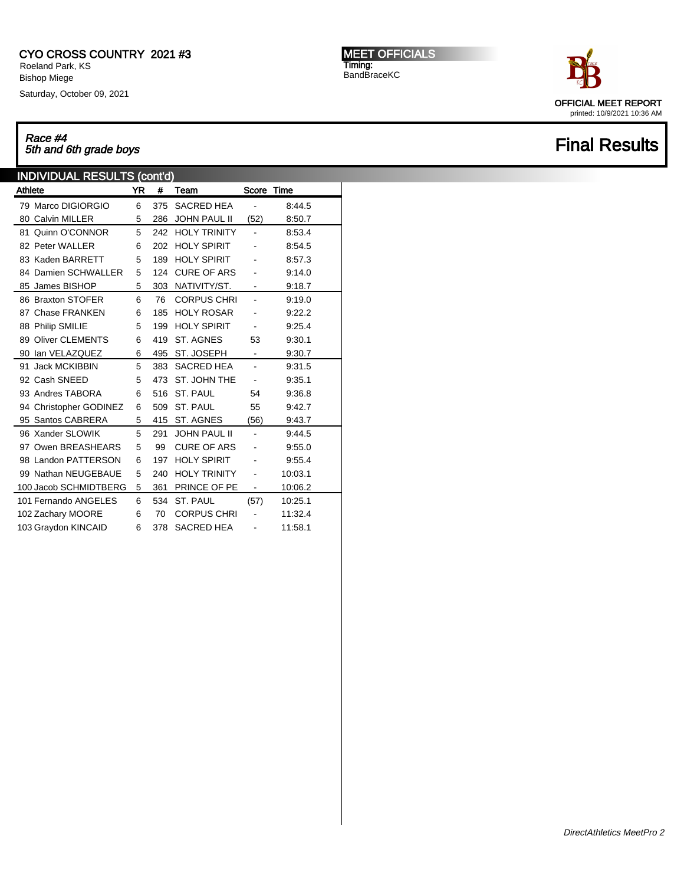CYO CROSS COUNTRY 2021 #3
Roeland Park, KS
Bishop Miege
Saturday, October 09, 2021

MEET OFFICIALS
Timing:
BandBraceKC

OFFICIAL MEET REPORT
printed: 10/9/2021 10:36 AM

*Race #4*
*5th and 6th grade boys*

# Final Results

## INDIVIDUAL RESULTS (cont'd)

| Athlete | YR | # | Team | Score | Time |
|---|---|---|---|---|---|
| 79 Marco DIGIORGIO | 6 | 375 | SACRED HEA | - | 8:44.5 |
| 80 Calvin MILLER | 5 | 286 | JOHN PAUL II | (52) | 8:50.7 |
| 81 Quinn O'CONNOR | 5 | 242 | HOLY TRINITY | - | 8:53.4 |
| 82 Peter WALLER | 6 | 202 | HOLY SPIRIT | - | 8:54.5 |
| 83 Kaden BARRETT | 5 | 189 | HOLY SPIRIT | - | 8:57.3 |
| 84 Damien SCHWALLER | 5 | 124 | CURE OF ARS | - | 9:14.0 |
| 85 James BISHOP | 5 | 303 | NATIVITY/ST. | - | 9:18.7 |
| 86 Braxton STOFER | 6 | 76 | CORPUS CHRI | - | 9:19.0 |
| 87 Chase FRANKEN | 6 | 185 | HOLY ROSAR | - | 9:22.2 |
| 88 Philip SMILIE | 5 | 199 | HOLY SPIRIT | - | 9:25.4 |
| 89 Oliver CLEMENTS | 6 | 419 | ST. AGNES | 53 | 9:30.1 |
| 90 Ian VELAZQUEZ | 6 | 495 | ST. JOSEPH | - | 9:30.7 |
| 91 Jack MCKIBBIN | 5 | 383 | SACRED HEA | - | 9:31.5 |
| 92 Cash SNEED | 5 | 473 | ST. JOHN THE | - | 9:35.1 |
| 93 Andres TABORA | 6 | 516 | ST. PAUL | 54 | 9:36.8 |
| 94 Christopher GODINEZ | 6 | 509 | ST. PAUL | 55 | 9:42.7 |
| 95 Santos CABRERA | 5 | 415 | ST. AGNES | (56) | 9:43.7 |
| 96 Xander SLOWIK | 5 | 291 | JOHN PAUL II | - | 9:44.5 |
| 97 Owen BREASHEARS | 5 | 99 | CURE OF ARS | - | 9:55.0 |
| 98 Landon PATTERSON | 6 | 197 | HOLY SPIRIT | - | 9:55.4 |
| 99 Nathan NEUGEBAUE | 5 | 240 | HOLY TRINITY | - | 10:03.1 |
| 100 Jacob SCHMIDTBERG | 5 | 361 | PRINCE OF PE | - | 10:06.2 |
| 101 Fernando ANGELES | 6 | 534 | ST. PAUL | (57) | 10:25.1 |
| 102 Zachary MOORE | 6 | 70 | CORPUS CHRI | - | 11:32.4 |
| 103 Graydon KINCAID | 6 | 378 | SACRED HEA | - | 11:58.1 |

*DirectAthletics MeetPro 2*